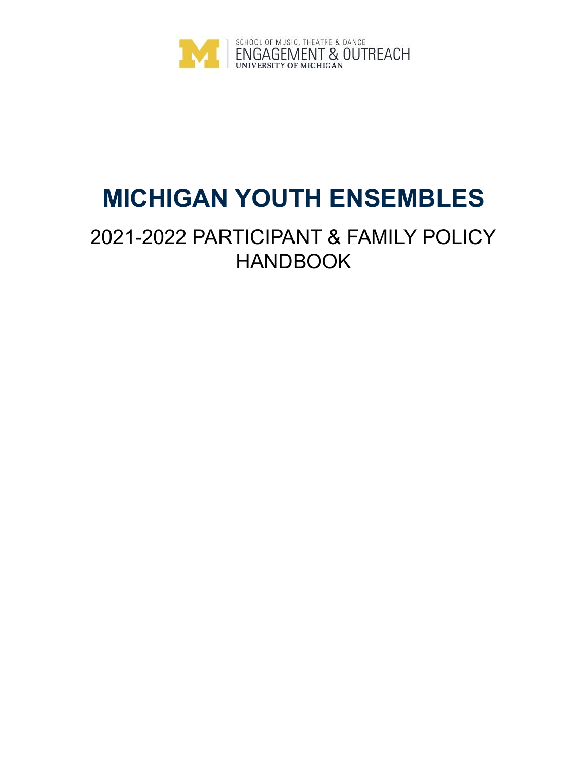SCHOOL OF MUSIC, THEATRE & DANCE
ENGAGEMENT & OUTREACH
UNIVERSITY OF MICHIGAN

# MICHIGAN YOUTH ENSEMBLES

## 2021-2022 PARTICIPANT & FAMILY POLICY HANDBOOK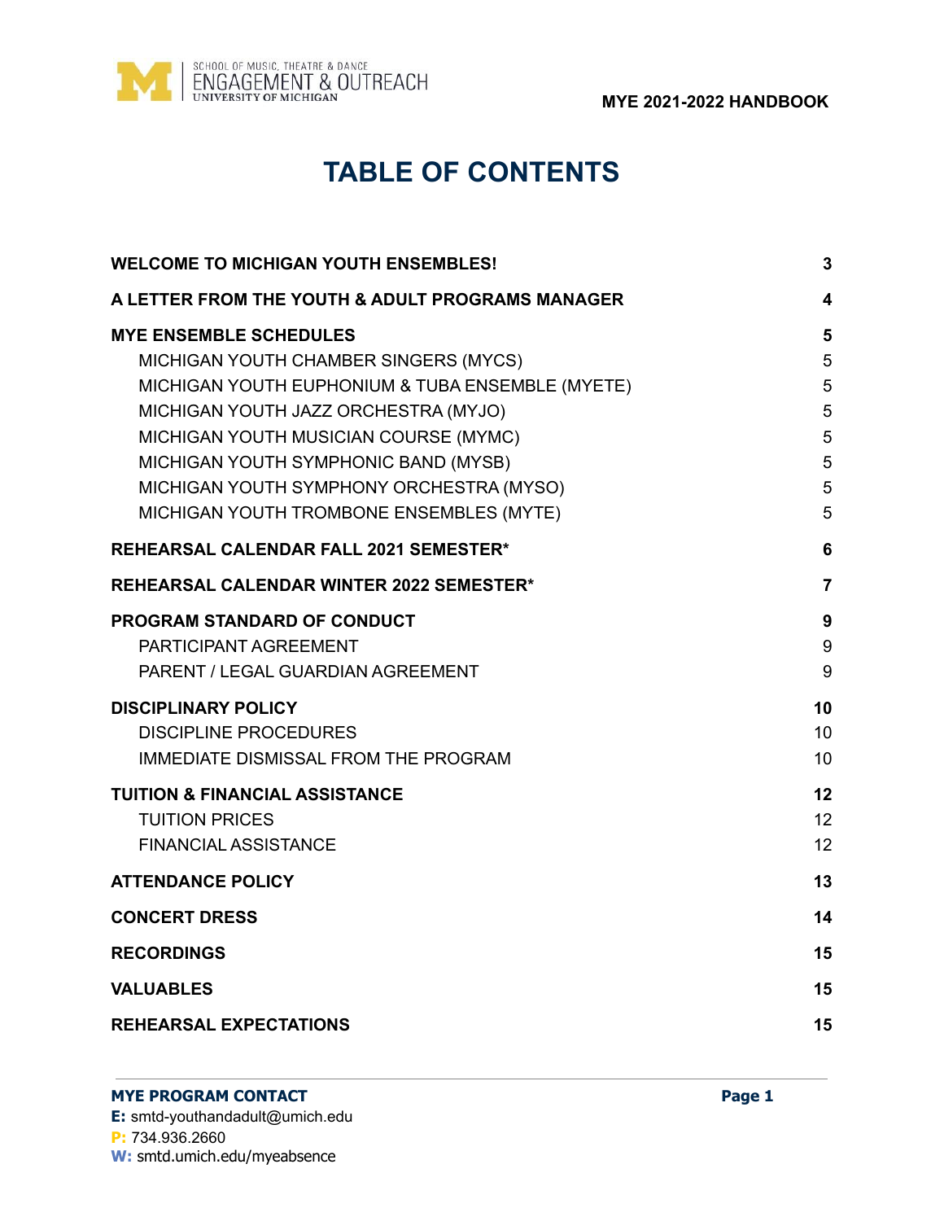# TABLE OF CONTENTS

| | |
|---|---|
| **WELCOME TO MICHIGAN YOUTH ENSEMBLES!** | **3** |
| **A LETTER FROM THE YOUTH & ADULT PROGRAMS MANAGER** | **4** |
| **MYE ENSEMBLE SCHEDULES** | **5** |
| MICHIGAN YOUTH CHAMBER SINGERS (MYCS) | 5 |
| MICHIGAN YOUTH EUPHONIUM & TUBA ENSEMBLE (MYETE) | 5 |
| MICHIGAN YOUTH JAZZ ORCHESTRA (MYJO) | 5 |
| MICHIGAN YOUTH MUSICIAN COURSE (MYMC) | 5 |
| MICHIGAN YOUTH SYMPHONIC BAND (MYSB) | 5 |
| MICHIGAN YOUTH SYMPHONY ORCHESTRA (MYSO) | 5 |
| MICHIGAN YOUTH TROMBONE ENSEMBLES (MYTE) | 5 |
| **REHEARSAL CALENDAR FALL 2021 SEMESTER*** | **6** |
| **REHEARSAL CALENDAR WINTER 2022 SEMESTER*** | **7** |
| **PROGRAM STANDARD OF CONDUCT** | **9** |
| PARTICIPANT AGREEMENT | 9 |
| PARENT / LEGAL GUARDIAN AGREEMENT | 9 |
| **DISCIPLINARY POLICY** | **10** |
| DISCIPLINE PROCEDURES | 10 |
| IMMEDIATE DISMISSAL FROM THE PROGRAM | 10 |
| **TUITION & FINANCIAL ASSISTANCE** | **12** |
| TUITION PRICES | 12 |
| FINANCIAL ASSISTANCE | 12 |
| **ATTENDANCE POLICY** | **13** |
| **CONCERT DRESS** | **14** |
| **RECORDINGS** | **15** |
| **VALUABLES** | **15** |
| **REHEARSAL EXPECTATIONS** | **15** |

**MYE PROGRAM CONTACT**
**E:** smtd-youthandadult@umich.edu
**P:** 734.936.2660
**W:** smtd.umich.edu/myeabsence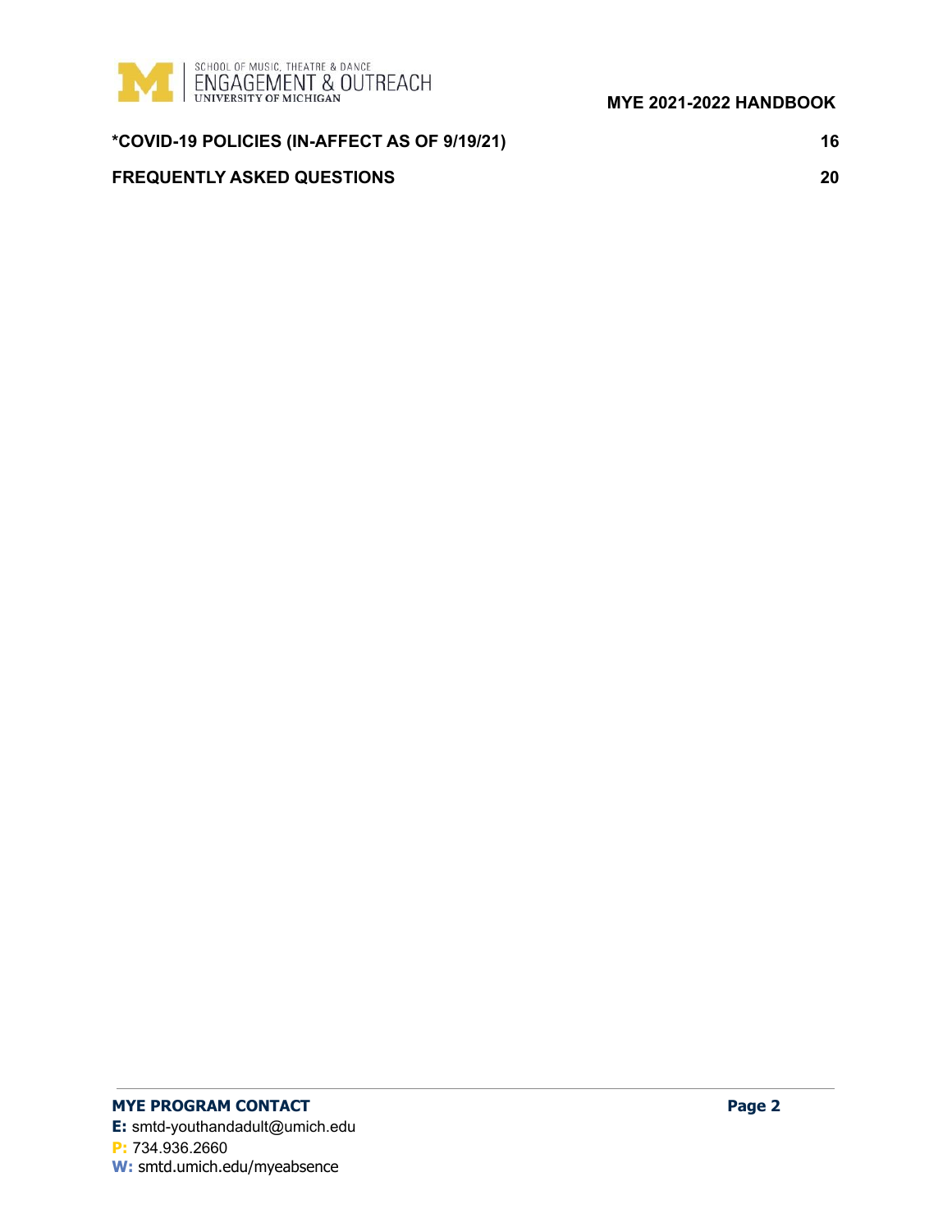| | |
|---|---|
| ***COVID-19 POLICIES (IN-AFFECT AS OF 9/19/21)** | **16** |
| **FREQUENTLY ASKED QUESTIONS** | **20** |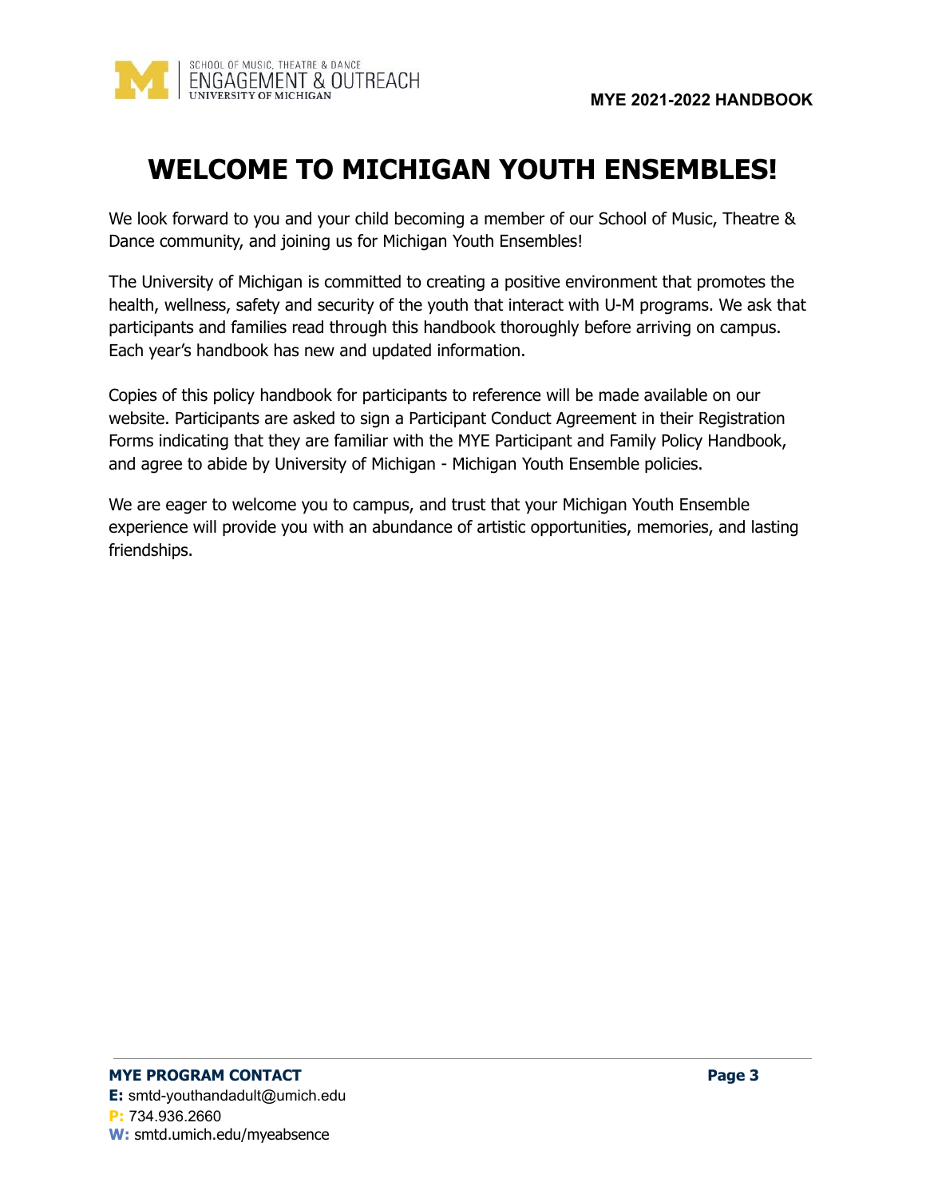# WELCOME TO MICHIGAN YOUTH ENSEMBLES!

We look forward to you and your child becoming a member of our School of Music, Theatre & Dance community, and joining us for Michigan Youth Ensembles!

The University of Michigan is committed to creating a positive environment that promotes the health, wellness, safety and security of the youth that interact with U-M programs. We ask that participants and families read through this handbook thoroughly before arriving on campus. Each year's handbook has new and updated information.

Copies of this policy handbook for participants to reference will be made available on our website. Participants are asked to sign a Participant Conduct Agreement in their Registration Forms indicating that they are familiar with the MYE Participant and Family Policy Handbook, and agree to abide by University of Michigan - Michigan Youth Ensemble policies.

We are eager to welcome you to campus, and trust that your Michigan Youth Ensemble experience will provide you with an abundance of artistic opportunities, memories, and lasting friendships.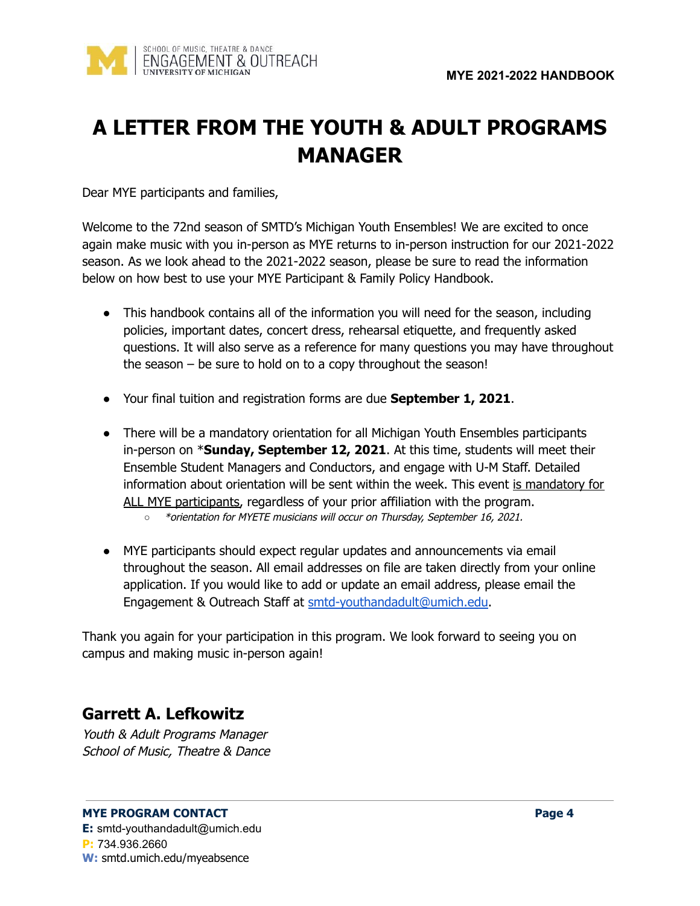# A LETTER FROM THE YOUTH & ADULT PROGRAMS MANAGER

Dear MYE participants and families,

Welcome to the 72nd season of SMTD's Michigan Youth Ensembles! We are excited to once again make music with you in-person as MYE returns to in-person instruction for our 2021-2022 season. As we look ahead to the 2021-2022 season, please be sure to read the information below on how best to use your MYE Participant & Family Policy Handbook.

- This handbook contains all of the information you will need for the season, including policies, important dates, concert dress, rehearsal etiquette, and frequently asked questions. It will also serve as a reference for many questions you may have throughout the season – be sure to hold on to a copy throughout the season!
- Your final tuition and registration forms are due **September 1, 2021**.
- There will be a mandatory orientation for all Michigan Youth Ensembles participants in-person on ***Sunday, September 12, 2021**. At this time, students will meet their Ensemble Student Managers and Conductors, and engage with U-M Staff. Detailed information about orientation will be sent within the week. This event is mandatory for ALL MYE participants, regardless of your prior affiliation with the program.
  - *\*orientation for MYETE musicians will occur on Thursday, September 16, 2021.*
- MYE participants should expect regular updates and announcements via email throughout the season. All email addresses on file are taken directly from your online application. If you would like to add or update an email address, please email the Engagement & Outreach Staff at smtd-youthandadult@umich.edu.

Thank you again for your participation in this program. We look forward to seeing you on campus and making music in-person again!

## Garrett A. Lefkowitz

*Youth & Adult Programs Manager*
*School of Music, Theatre & Dance*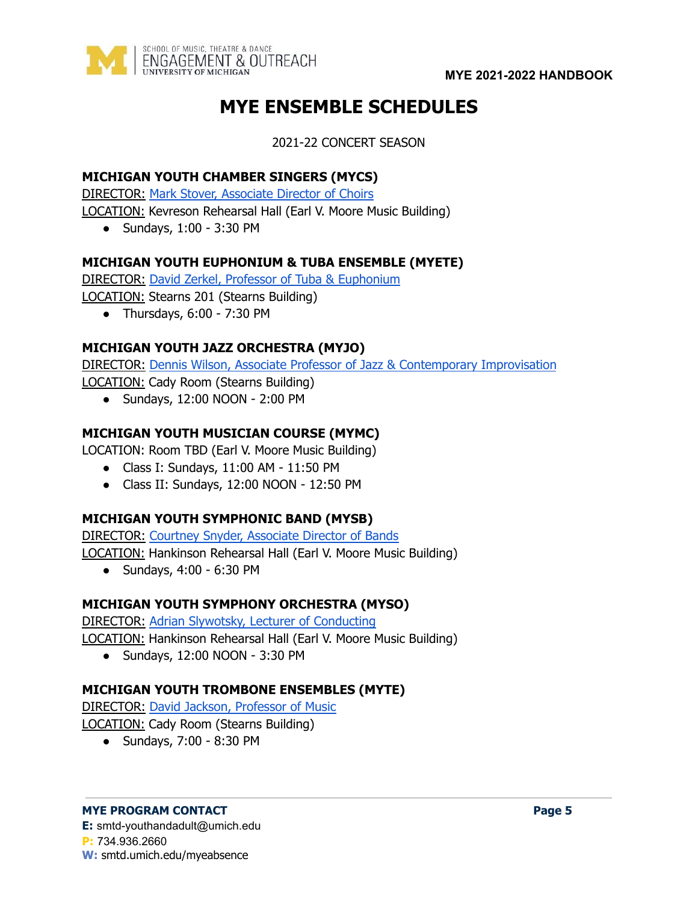# MYE ENSEMBLE SCHEDULES

2021-22 CONCERT SEASON

### MICHIGAN YOUTH CHAMBER SINGERS (MYCS)

DIRECTOR: Mark Stover, Associate Director of Choirs
LOCATION: Kevreson Rehearsal Hall (Earl V. Moore Music Building)

- Sundays, 1:00 - 3:30 PM

### MICHIGAN YOUTH EUPHONIUM & TUBA ENSEMBLE (MYETE)

DIRECTOR: David Zerkel, Professor of Tuba & Euphonium
LOCATION: Stearns 201 (Stearns Building)

- Thursdays, 6:00 - 7:30 PM

### MICHIGAN YOUTH JAZZ ORCHESTRA (MYJO)

DIRECTOR: Dennis Wilson, Associate Professor of Jazz & Contemporary Improvisation
LOCATION: Cady Room (Stearns Building)

- Sundays, 12:00 NOON - 2:00 PM

### MICHIGAN YOUTH MUSICIAN COURSE (MYMC)

LOCATION: Room TBD (Earl V. Moore Music Building)

- Class I: Sundays, 11:00 AM - 11:50 PM
- Class II: Sundays, 12:00 NOON - 12:50 PM

### MICHIGAN YOUTH SYMPHONIC BAND (MYSB)

DIRECTOR: Courtney Snyder, Associate Director of Bands
LOCATION: Hankinson Rehearsal Hall (Earl V. Moore Music Building)

- Sundays, 4:00 - 6:30 PM

### MICHIGAN YOUTH SYMPHONY ORCHESTRA (MYSO)

DIRECTOR: Adrian Slywotsky, Lecturer of Conducting
LOCATION: Hankinson Rehearsal Hall (Earl V. Moore Music Building)

- Sundays, 12:00 NOON - 3:30 PM

### MICHIGAN YOUTH TROMBONE ENSEMBLES (MYTE)

DIRECTOR: David Jackson, Professor of Music
LOCATION: Cady Room (Stearns Building)

- Sundays, 7:00 - 8:30 PM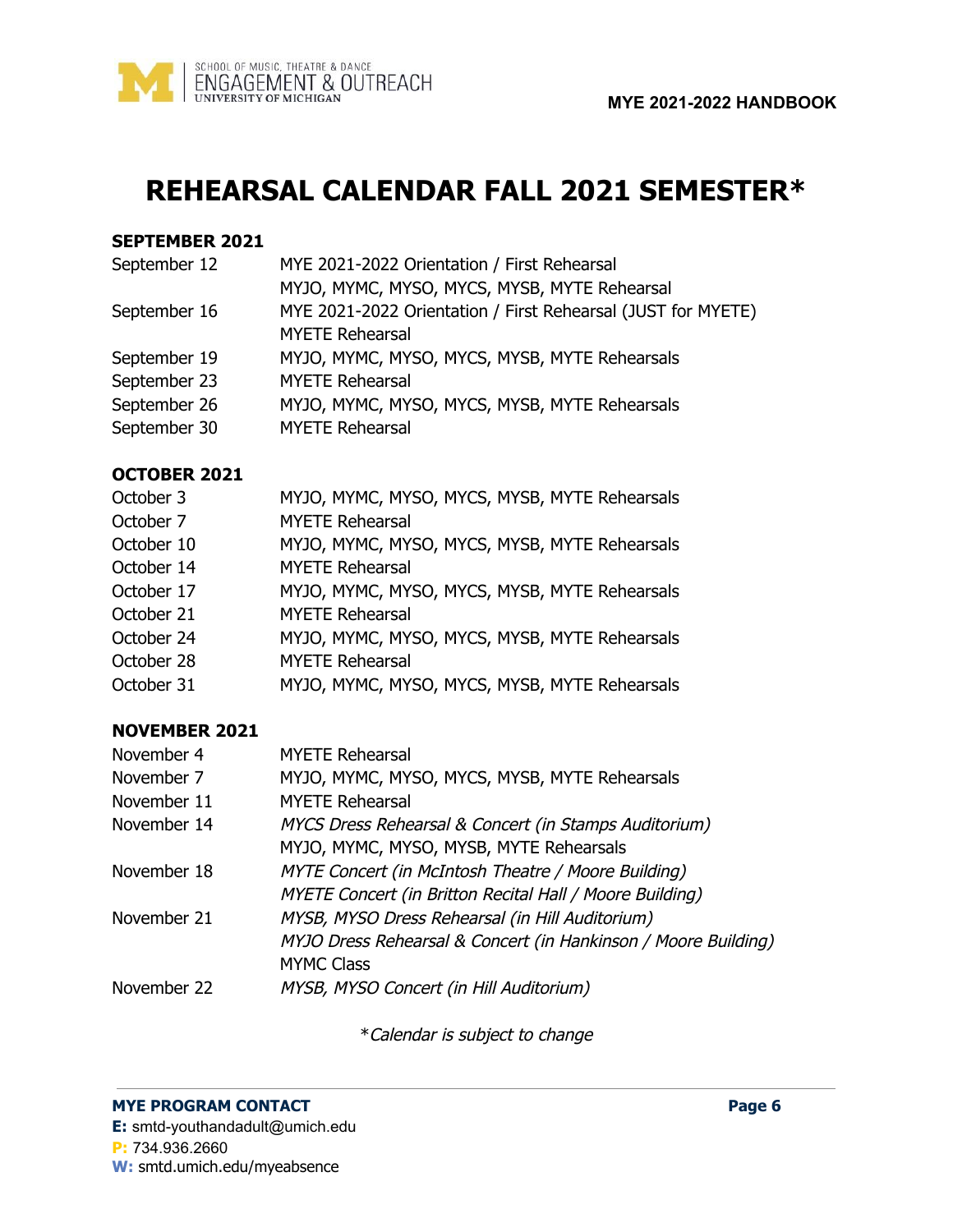# REHEARSAL CALENDAR FALL 2021 SEMESTER*

**SEPTEMBER 2021**

| | |
|---|---|
| September 12 | MYE 2021-2022 Orientation / First Rehearsal<br>MYJO, MYMC, MYSO, MYCS, MYSB, MYTE Rehearsal |
| September 16 | MYE 2021-2022 Orientation / First Rehearsal (JUST for MYETE)<br>MYETE Rehearsal |
| September 19 | MYJO, MYMC, MYSO, MYCS, MYSB, MYTE Rehearsals |
| September 23 | MYETE Rehearsal |
| September 26 | MYJO, MYMC, MYSO, MYCS, MYSB, MYTE Rehearsals |
| September 30 | MYETE Rehearsal |

**OCTOBER 2021**

| | |
|---|---|
| October 3 | MYJO, MYMC, MYSO, MYCS, MYSB, MYTE Rehearsals |
| October 7 | MYETE Rehearsal |
| October 10 | MYJO, MYMC, MYSO, MYCS, MYSB, MYTE Rehearsals |
| October 14 | MYETE Rehearsal |
| October 17 | MYJO, MYMC, MYSO, MYCS, MYSB, MYTE Rehearsals |
| October 21 | MYETE Rehearsal |
| October 24 | MYJO, MYMC, MYSO, MYCS, MYSB, MYTE Rehearsals |
| October 28 | MYETE Rehearsal |
| October 31 | MYJO, MYMC, MYSO, MYCS, MYSB, MYTE Rehearsals |

**NOVEMBER 2021**

| | |
|---|---|
| November 4 | MYETE Rehearsal |
| November 7 | MYJO, MYMC, MYSO, MYCS, MYSB, MYTE Rehearsals |
| November 11 | MYETE Rehearsal |
| November 14 | *MYCS Dress Rehearsal & Concert (in Stamps Auditorium)*<br>MYJO, MYMC, MYSO, MYSB, MYTE Rehearsals |
| November 18 | *MYTE Concert (in McIntosh Theatre / Moore Building)*<br>*MYETE Concert (in Britton Recital Hall / Moore Building)* |
| November 21 | *MYSB, MYSO Dress Rehearsal (in Hill Auditorium)*<br>*MYJO Dress Rehearsal & Concert (in Hankinson / Moore Building)*<br>MYMC Class |
| November 22 | *MYSB, MYSO Concert (in Hill Auditorium)* |

*\*Calendar is subject to change*

**MYE PROGRAM CONTACT**
**E:** smtd-youthandadult@umich.edu
**P:** 734.936.2660
**W:** smtd.umich.edu/myeabsence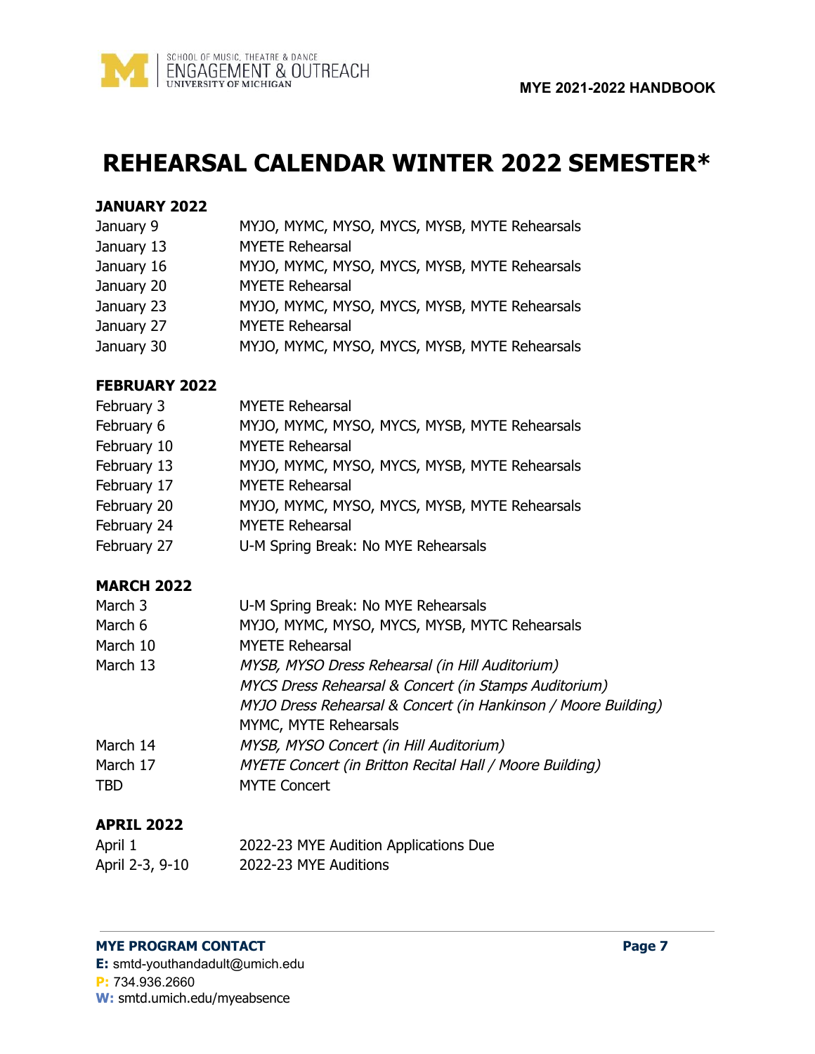# REHEARSAL CALENDAR WINTER 2022 SEMESTER*

### JANUARY 2022

| | |
|---|---|
| January 9 | MYJO, MYMC, MYSO, MYCS, MYSB, MYTE Rehearsals |
| January 13 | MYETE Rehearsal |
| January 16 | MYJO, MYMC, MYSO, MYCS, MYSB, MYTE Rehearsals |
| January 20 | MYETE Rehearsal |
| January 23 | MYJO, MYMC, MYSO, MYCS, MYSB, MYTE Rehearsals |
| January 27 | MYETE Rehearsal |
| January 30 | MYJO, MYMC, MYSO, MYCS, MYSB, MYTE Rehearsals |

### FEBRUARY 2022

| | |
|---|---|
| February 3 | MYETE Rehearsal |
| February 6 | MYJO, MYMC, MYSO, MYCS, MYSB, MYTE Rehearsals |
| February 10 | MYETE Rehearsal |
| February 13 | MYJO, MYMC, MYSO, MYCS, MYSB, MYTE Rehearsals |
| February 17 | MYETE Rehearsal |
| February 20 | MYJO, MYMC, MYSO, MYCS, MYSB, MYTE Rehearsals |
| February 24 | MYETE Rehearsal |
| February 27 | U-M Spring Break: No MYE Rehearsals |

### MARCH 2022

| | |
|---|---|
| March 3 | U-M Spring Break: No MYE Rehearsals |
| March 6 | MYJO, MYMC, MYSO, MYCS, MYSB, MYTC Rehearsals |
| March 10 | MYETE Rehearsal |
| March 13 | *MYSB, MYSO Dress Rehearsal (in Hill Auditorium)* |
| | *MYCS Dress Rehearsal & Concert (in Stamps Auditorium)* |
| | *MYJO Dress Rehearsal & Concert (in Hankinson / Moore Building)* |
| | MYMC, MYTE Rehearsals |
| March 14 | *MYSB, MYSO Concert (in Hill Auditorium)* |
| March 17 | *MYETE Concert (in Britton Recital Hall / Moore Building)* |
| TBD | MYTE Concert |

### APRIL 2022

| | |
|---|---|
| April 1 | 2022-23 MYE Audition Applications Due |
| April 2-3, 9-10 | 2022-23 MYE Auditions |

**MYE PROGRAM CONTACT**
**E:** smtd-youthandadult@umich.edu
**P:** 734.936.2660
**W:** smtd.umich.edu/myeabsence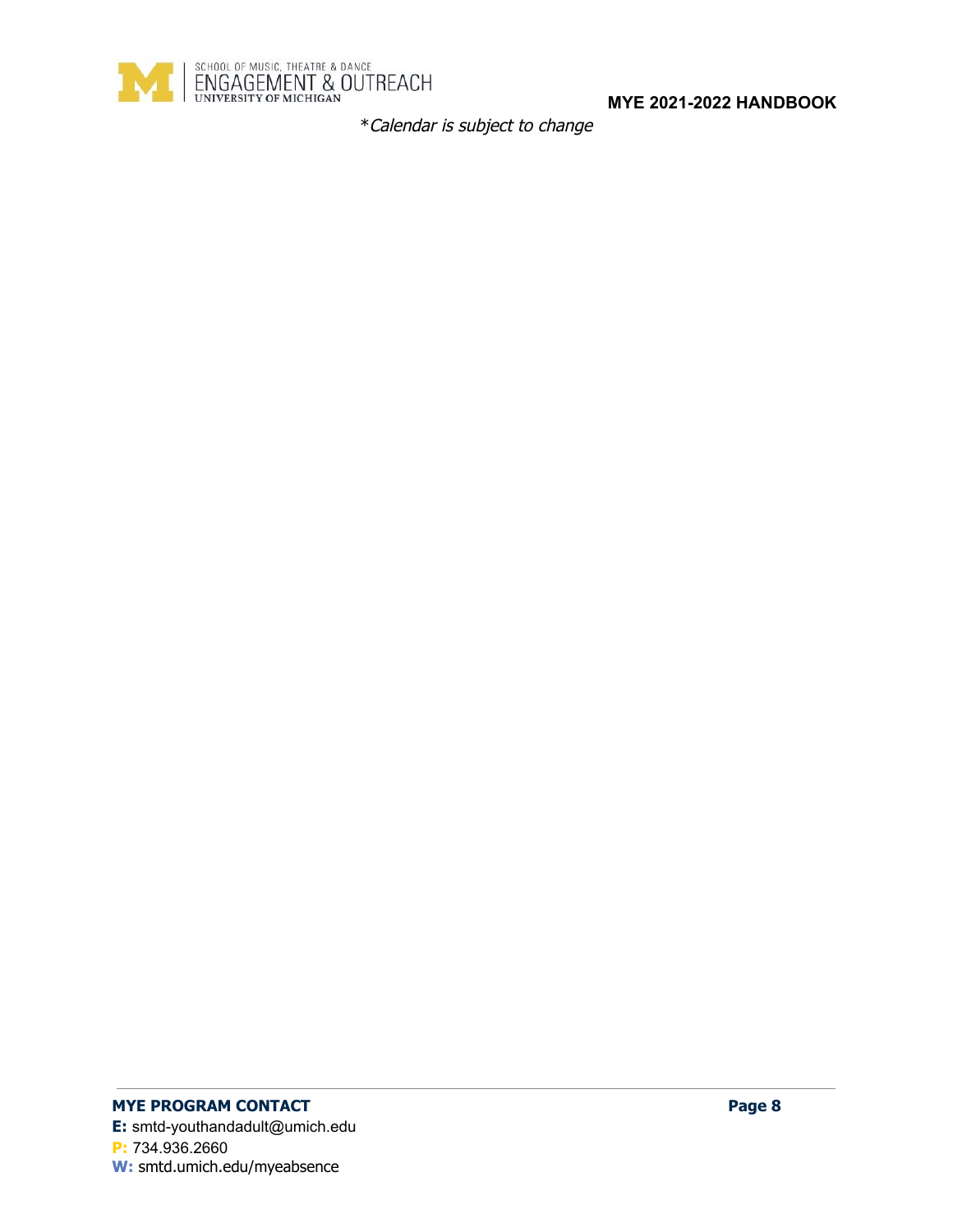*\*Calendar is subject to change*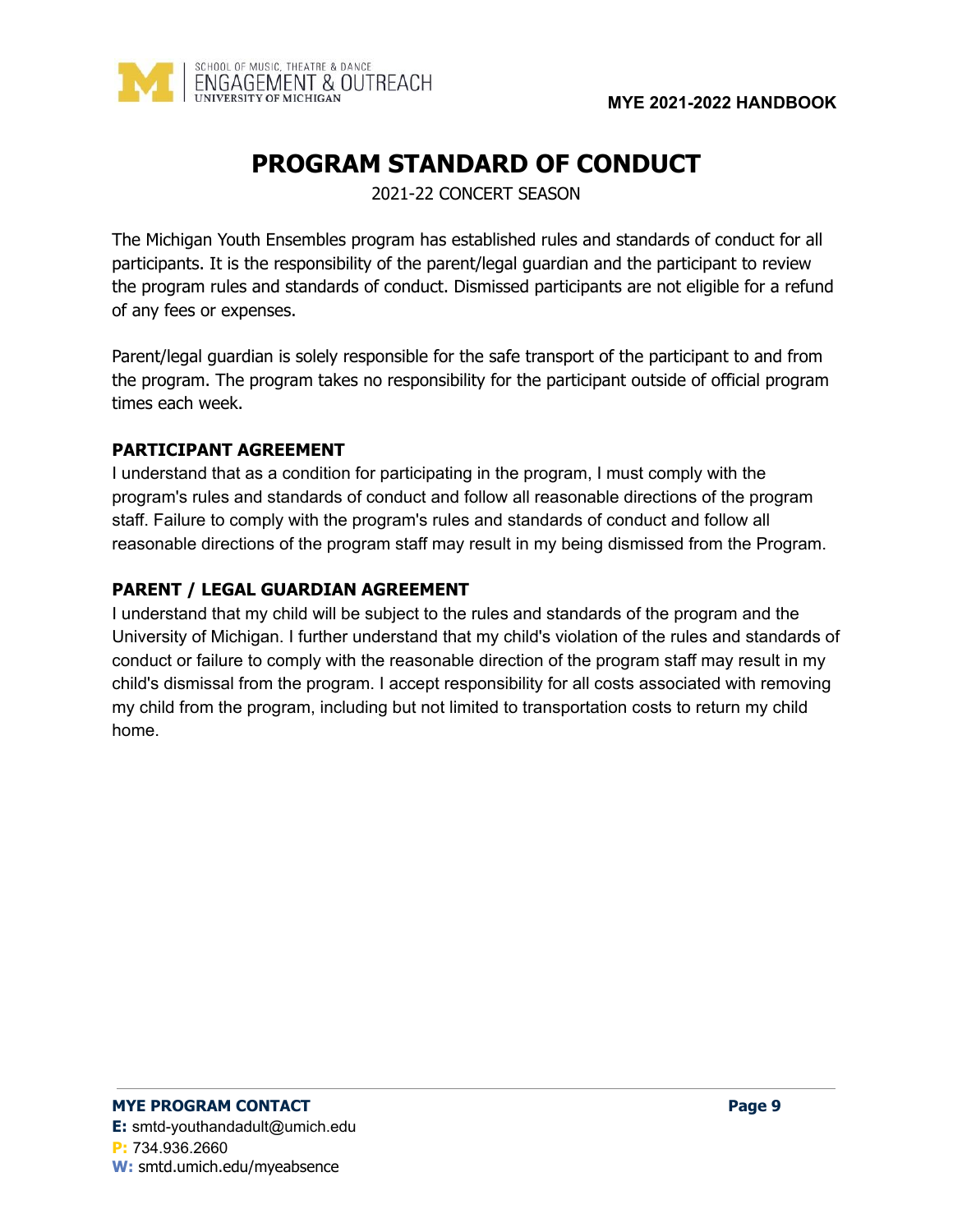# PROGRAM STANDARD OF CONDUCT

2021-22 CONCERT SEASON

The Michigan Youth Ensembles program has established rules and standards of conduct for all participants. It is the responsibility of the parent/legal guardian and the participant to review the program rules and standards of conduct. Dismissed participants are not eligible for a refund of any fees or expenses.

Parent/legal guardian is solely responsible for the safe transport of the participant to and from the program. The program takes no responsibility for the participant outside of official program times each week.

### PARTICIPANT AGREEMENT

I understand that as a condition for participating in the program, I must comply with the program's rules and standards of conduct and follow all reasonable directions of the program staff. Failure to comply with the program's rules and standards of conduct and follow all reasonable directions of the program staff may result in my being dismissed from the Program.

### PARENT / LEGAL GUARDIAN AGREEMENT

I understand that my child will be subject to the rules and standards of the program and the University of Michigan. I further understand that my child's violation of the rules and standards of conduct or failure to comply with the reasonable direction of the program staff may result in my child's dismissal from the program. I accept responsibility for all costs associated with removing my child from the program, including but not limited to transportation costs to return my child home.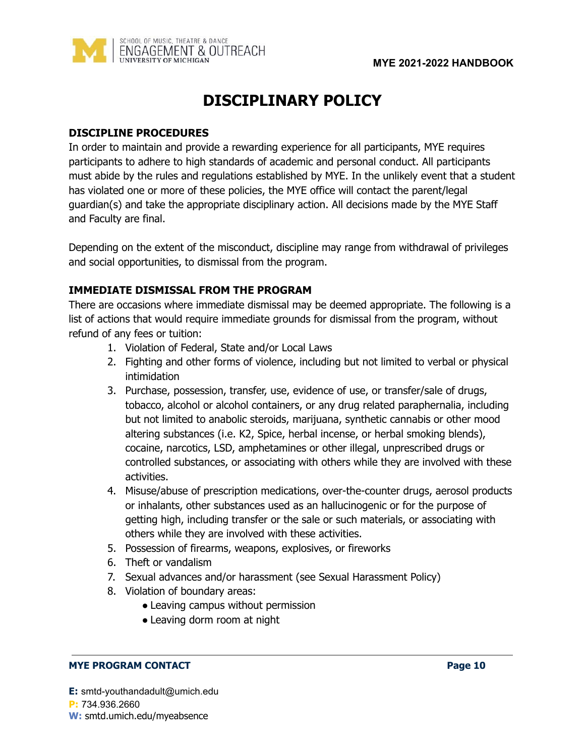# DISCIPLINARY POLICY

## DISCIPLINE PROCEDURES

In order to maintain and provide a rewarding experience for all participants, MYE requires participants to adhere to high standards of academic and personal conduct. All participants must abide by the rules and regulations established by MYE. In the unlikely event that a student has violated one or more of these policies, the MYE office will contact the parent/legal guardian(s) and take the appropriate disciplinary action. All decisions made by the MYE Staff and Faculty are final.

Depending on the extent of the misconduct, discipline may range from withdrawal of privileges and social opportunities, to dismissal from the program.

## IMMEDIATE DISMISSAL FROM THE PROGRAM

There are occasions where immediate dismissal may be deemed appropriate. The following is a list of actions that would require immediate grounds for dismissal from the program, without refund of any fees or tuition:

1. Violation of Federal, State and/or Local Laws
2. Fighting and other forms of violence, including but not limited to verbal or physical intimidation
3. Purchase, possession, transfer, use, evidence of use, or transfer/sale of drugs, tobacco, alcohol or alcohol containers, or any drug related paraphernalia, including but not limited to anabolic steroids, marijuana, synthetic cannabis or other mood altering substances (i.e. K2, Spice, herbal incense, or herbal smoking blends), cocaine, narcotics, LSD, amphetamines or other illegal, unprescribed drugs or controlled substances, or associating with others while they are involved with these activities.
4. Misuse/abuse of prescription medications, over-the-counter drugs, aerosol products or inhalants, other substances used as an hallucinogenic or for the purpose of getting high, including transfer or the sale or such materials, or associating with others while they are involved with these activities.
5. Possession of firearms, weapons, explosives, or fireworks
6. Theft or vandalism
7. Sexual advances and/or harassment (see Sexual Harassment Policy)
8. Violation of boundary areas:
   - Leaving campus without permission
   - Leaving dorm room at night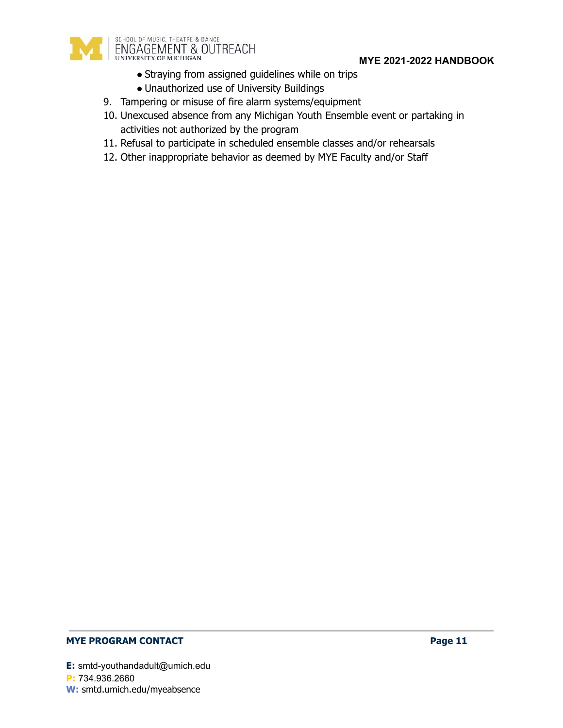- Straying from assigned guidelines while on trips
  - Unauthorized use of University Buildings

9. Tampering or misuse of fire alarm systems/equipment
10. Unexcused absence from any Michigan Youth Ensemble event or partaking in activities not authorized by the program
11. Refusal to participate in scheduled ensemble classes and/or rehearsals
12. Other inappropriate behavior as deemed by MYE Faculty and/or Staff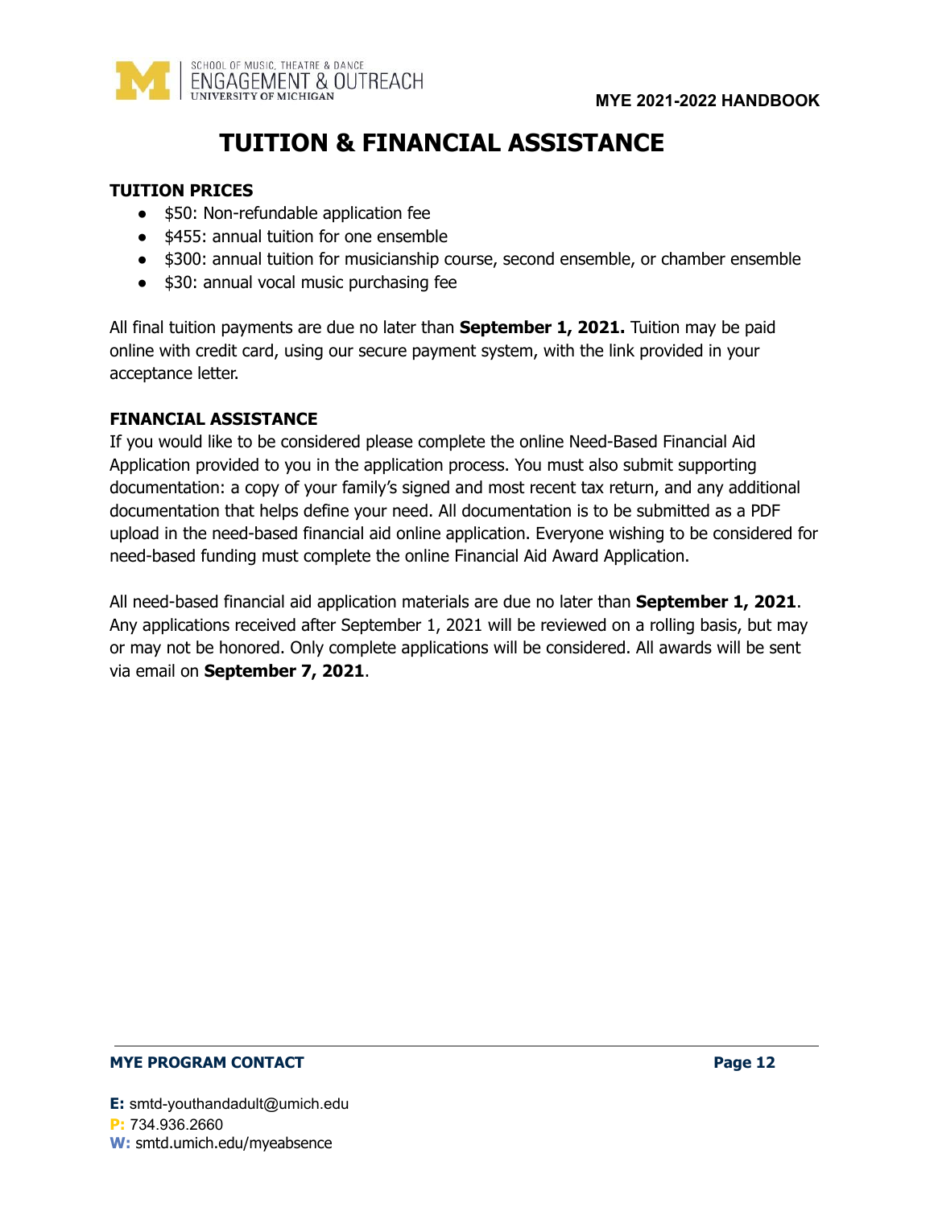# TUITION & FINANCIAL ASSISTANCE

**TUITION PRICES**

- $50: Non-refundable application fee
- $455: annual tuition for one ensemble
- $300: annual tuition for musicianship course, second ensemble, or chamber ensemble
- $30: annual vocal music purchasing fee

All final tuition payments are due no later than **September 1, 2021.** Tuition may be paid online with credit card, using our secure payment system, with the link provided in your acceptance letter.

**FINANCIAL ASSISTANCE**

If you would like to be considered please complete the online Need-Based Financial Aid Application provided to you in the application process. You must also submit supporting documentation: a copy of your family's signed and most recent tax return, and any additional documentation that helps define your need. All documentation is to be submitted as a PDF upload in the need-based financial aid online application. Everyone wishing to be considered for need-based funding must complete the online Financial Aid Award Application.

All need-based financial aid application materials are due no later than **September 1, 2021**. Any applications received after September 1, 2021 will be reviewed on a rolling basis, but may or may not be honored. Only complete applications will be considered. All awards will be sent via email on **September 7, 2021**.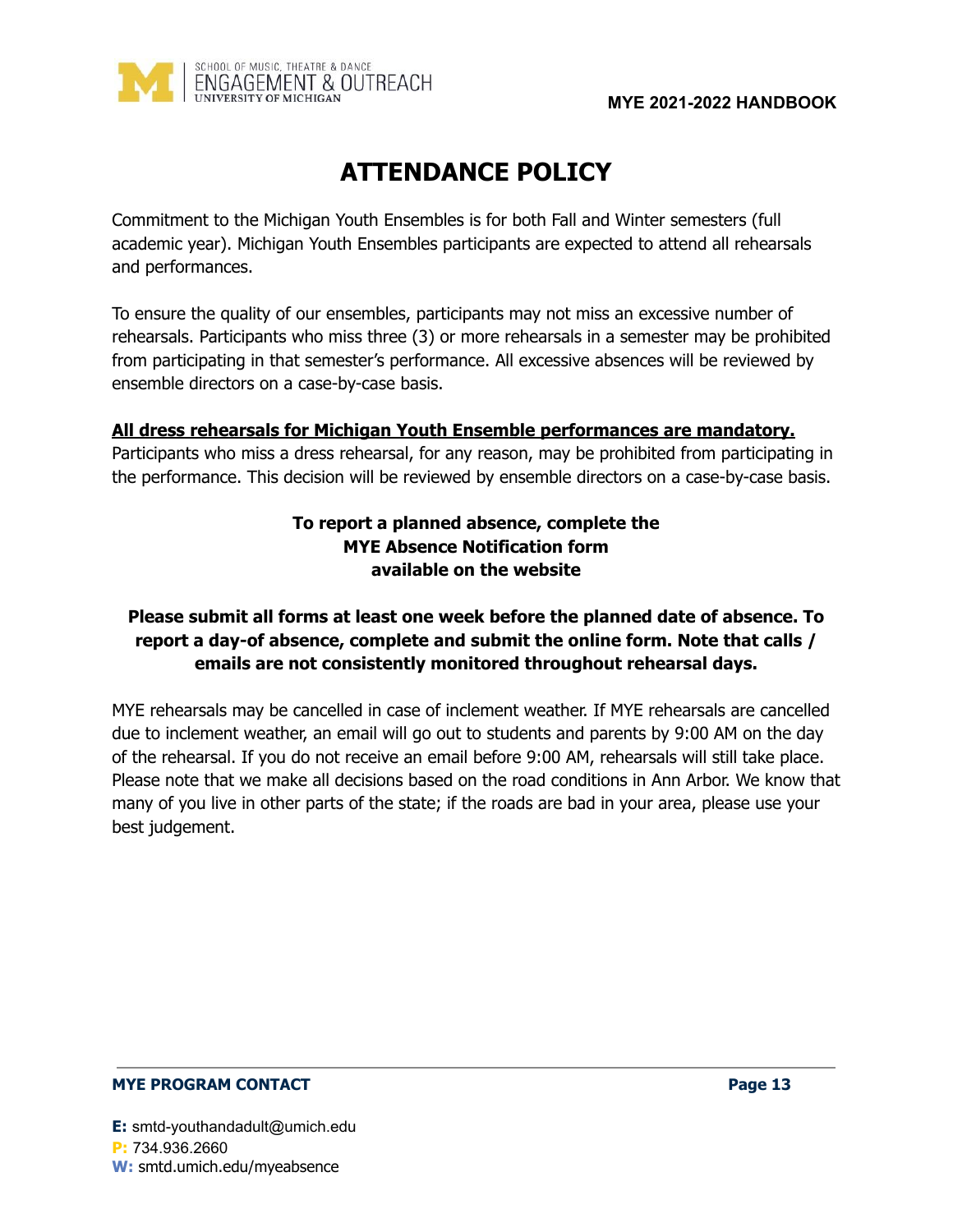# ATTENDANCE POLICY

Commitment to the Michigan Youth Ensembles is for both Fall and Winter semesters (full academic year). Michigan Youth Ensembles participants are expected to attend all rehearsals and performances.

To ensure the quality of our ensembles, participants may not miss an excessive number of rehearsals. Participants who miss three (3) or more rehearsals in a semester may be prohibited from participating in that semester's performance. All excessive absences will be reviewed by ensemble directors on a case-by-case basis.

**All dress rehearsals for Michigan Youth Ensemble performances are mandatory.**
Participants who miss a dress rehearsal, for any reason, may be prohibited from participating in the performance. This decision will be reviewed by ensemble directors on a case-by-case basis.

**To report a planned absence, complete the MYE Absence Notification form available on the website**

**Please submit all forms at least one week before the planned date of absence. To report a day-of absence, complete and submit the online form. Note that calls / emails are not consistently monitored throughout rehearsal days.**

MYE rehearsals may be cancelled in case of inclement weather. If MYE rehearsals are cancelled due to inclement weather, an email will go out to students and parents by 9:00 AM on the day of the rehearsal. If you do not receive an email before 9:00 AM, rehearsals will still take place. Please note that we make all decisions based on the road conditions in Ann Arbor. We know that many of you live in other parts of the state; if the roads are bad in your area, please use your best judgement.

**MYE PROGRAM CONTACT**

**E:** smtd-youthandadult@umich.edu
**P:** 734.936.2660
**W:** smtd.umich.edu/myeabsence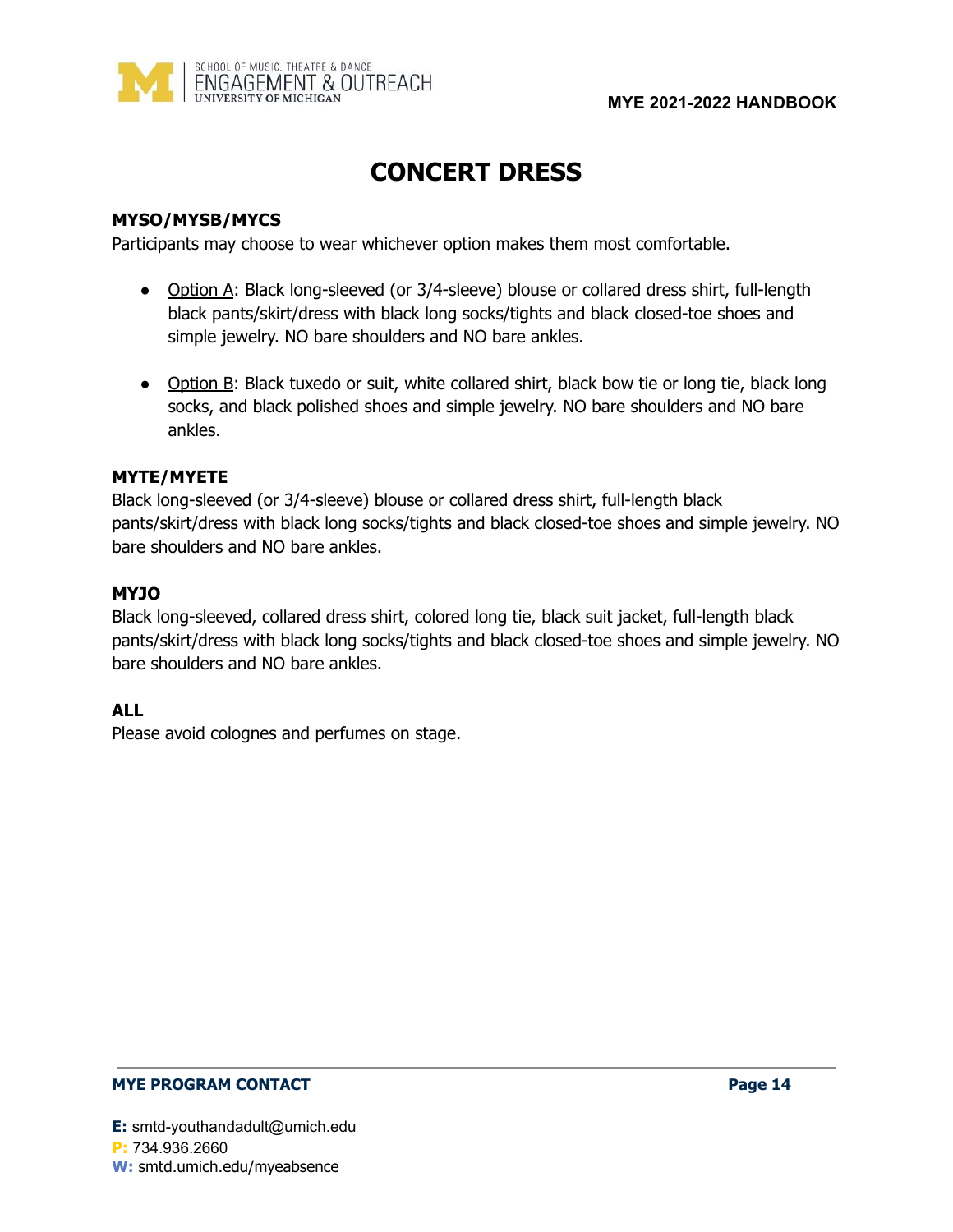# CONCERT DRESS

**MYSO/MYSB/MYCS**
Participants may choose to wear whichever option makes them most comfortable.

- Option A: Black long-sleeved (or 3/4-sleeve) blouse or collared dress shirt, full-length black pants/skirt/dress with black long socks/tights and black closed-toe shoes and simple jewelry. NO bare shoulders and NO bare ankles.
- Option B: Black tuxedo or suit, white collared shirt, black bow tie or long tie, black long socks, and black polished shoes and simple jewelry. NO bare shoulders and NO bare ankles.

**MYTE/MYETE**
Black long-sleeved (or 3/4-sleeve) blouse or collared dress shirt, full-length black pants/skirt/dress with black long socks/tights and black closed-toe shoes and simple jewelry. NO bare shoulders and NO bare ankles.

**MYJO**
Black long-sleeved, collared dress shirt, colored long tie, black suit jacket, full-length black pants/skirt/dress with black long socks/tights and black closed-toe shoes and simple jewelry. NO bare shoulders and NO bare ankles.

**ALL**
Please avoid colognes and perfumes on stage.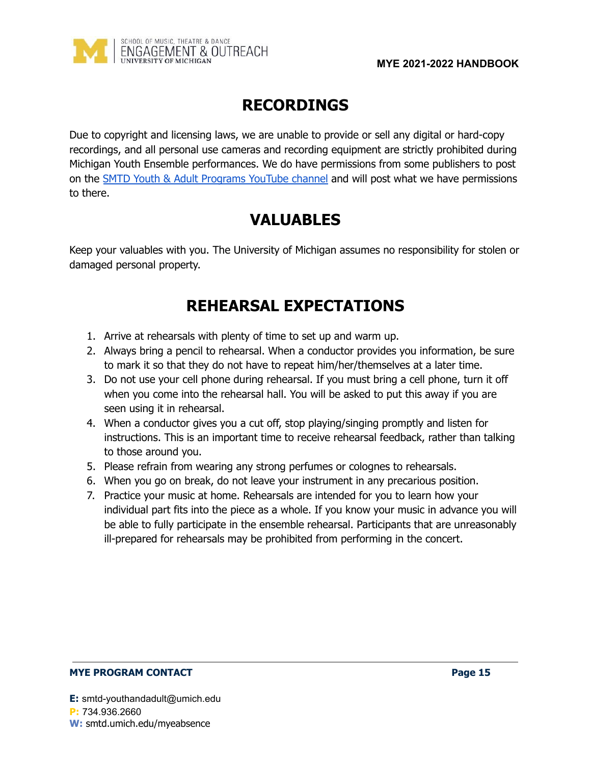## RECORDINGS

Due to copyright and licensing laws, we are unable to provide or sell any digital or hard-copy recordings, and all personal use cameras and recording equipment are strictly prohibited during Michigan Youth Ensemble performances. We do have permissions from some publishers to post on the SMTD Youth & Adult Programs YouTube channel and will post what we have permissions to there.

## VALUABLES

Keep your valuables with you. The University of Michigan assumes no responsibility for stolen or damaged personal property.

## REHEARSAL EXPECTATIONS

1. Arrive at rehearsals with plenty of time to set up and warm up.
2. Always bring a pencil to rehearsal. When a conductor provides you information, be sure to mark it so that they do not have to repeat him/her/themselves at a later time.
3. Do not use your cell phone during rehearsal. If you must bring a cell phone, turn it off when you come into the rehearsal hall. You will be asked to put this away if you are seen using it in rehearsal.
4. When a conductor gives you a cut off, stop playing/singing promptly and listen for instructions. This is an important time to receive rehearsal feedback, rather than talking to those around you.
5. Please refrain from wearing any strong perfumes or colognes to rehearsals.
6. When you go on break, do not leave your instrument in any precarious position.
7. Practice your music at home. Rehearsals are intended for you to learn how your individual part fits into the piece as a whole. If you know your music in advance you will be able to fully participate in the ensemble rehearsal. Participants that are unreasonably ill-prepared for rehearsals may be prohibited from performing in the concert.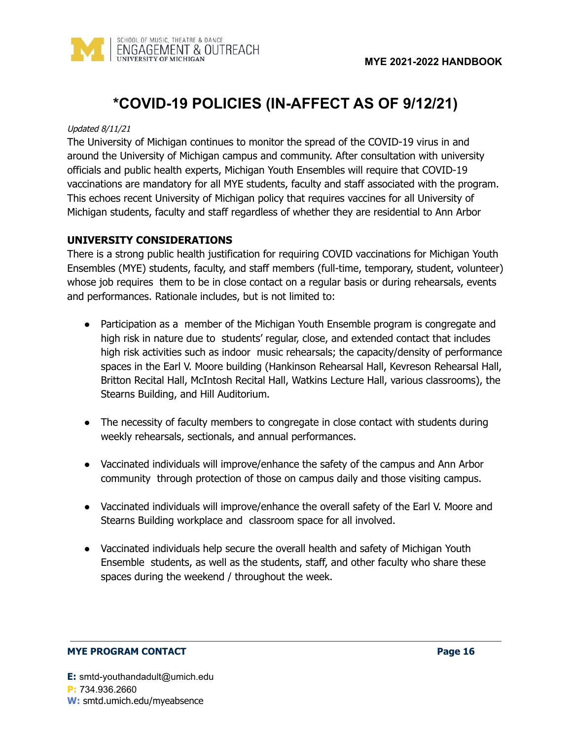# *COVID-19 POLICIES (IN-AFFECT AS OF 9/12/21)

*Updated 8/11/21*

The University of Michigan continues to monitor the spread of the COVID-19 virus in and around the University of Michigan campus and community. After consultation with university officials and public health experts, Michigan Youth Ensembles will require that COVID-19 vaccinations are mandatory for all MYE students, faculty and staff associated with the program. This echoes recent University of Michigan policy that requires vaccines for all University of Michigan students, faculty and staff regardless of whether they are residential to Ann Arbor

## UNIVERSITY CONSIDERATIONS

There is a strong public health justification for requiring COVID vaccinations for Michigan Youth Ensembles (MYE) students, faculty, and staff members (full-time, temporary, student, volunteer) whose job requires them to be in close contact on a regular basis or during rehearsals, events and performances. Rationale includes, but is not limited to:

- Participation as a member of the Michigan Youth Ensemble program is congregate and high risk in nature due to students' regular, close, and extended contact that includes high risk activities such as indoor music rehearsals; the capacity/density of performance spaces in the Earl V. Moore building (Hankinson Rehearsal Hall, Kevreson Rehearsal Hall, Britton Recital Hall, McIntosh Recital Hall, Watkins Lecture Hall, various classrooms), the Stearns Building, and Hill Auditorium.

- The necessity of faculty members to congregate in close contact with students during weekly rehearsals, sectionals, and annual performances.

- Vaccinated individuals will improve/enhance the safety of the campus and Ann Arbor community through protection of those on campus daily and those visiting campus.

- Vaccinated individuals will improve/enhance the overall safety of the Earl V. Moore and Stearns Building workplace and classroom space for all involved.

- Vaccinated individuals help secure the overall health and safety of Michigan Youth Ensemble students, as well as the students, staff, and other faculty who share these spaces during the weekend / throughout the week.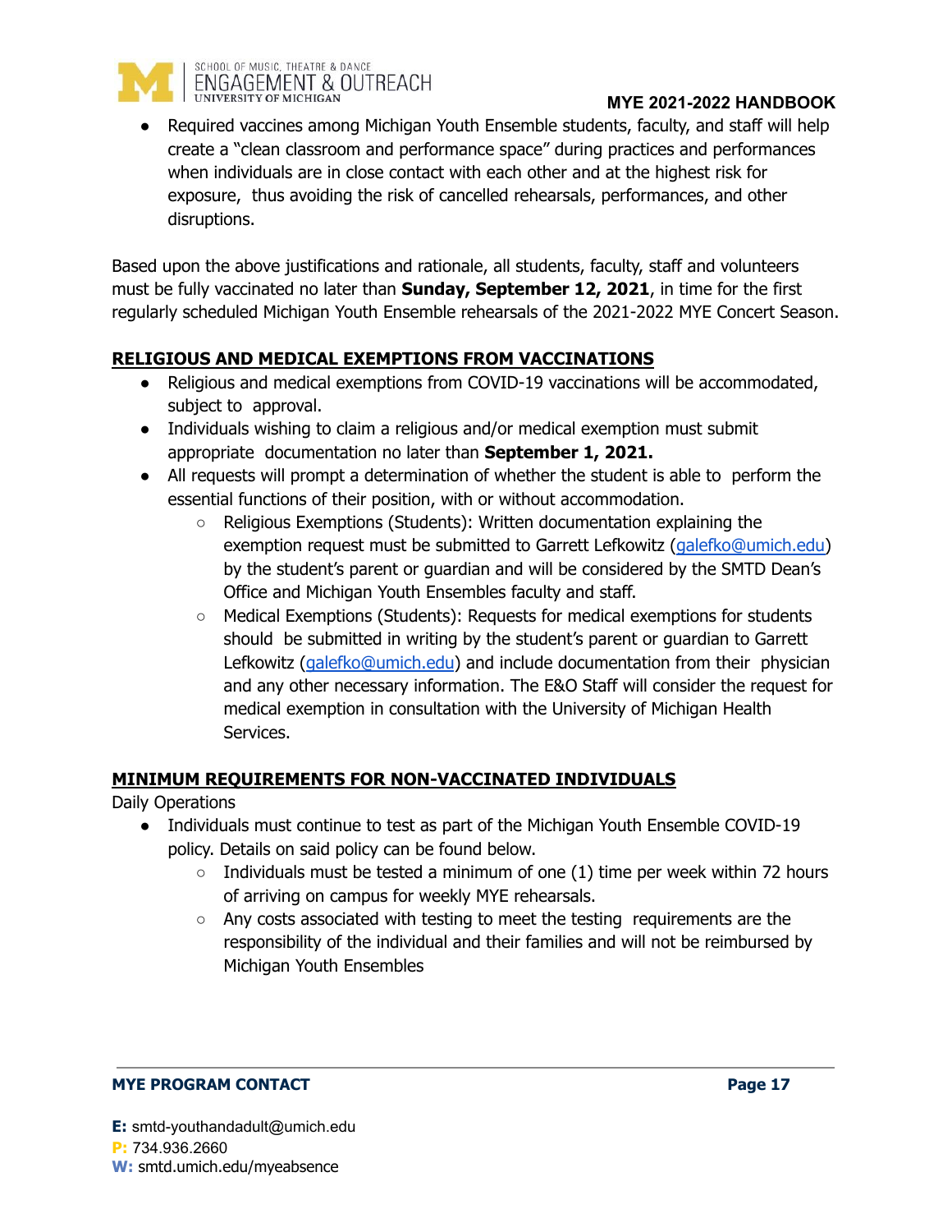- Required vaccines among Michigan Youth Ensemble students, faculty, and staff will help create a "clean classroom and performance space" during practices and performances when individuals are in close contact with each other and at the highest risk for exposure, thus avoiding the risk of cancelled rehearsals, performances, and other disruptions.

Based upon the above justifications and rationale, all students, faculty, staff and volunteers must be fully vaccinated no later than **Sunday, September 12, 2021**, in time for the first regularly scheduled Michigan Youth Ensemble rehearsals of the 2021-2022 MYE Concert Season.

## RELIGIOUS AND MEDICAL EXEMPTIONS FROM VACCINATIONS

- Religious and medical exemptions from COVID-19 vaccinations will be accommodated, subject to approval.
- Individuals wishing to claim a religious and/or medical exemption must submit appropriate documentation no later than **September 1, 2021.**
- All requests will prompt a determination of whether the student is able to perform the essential functions of their position, with or without accommodation.
    - Religious Exemptions (Students): Written documentation explaining the exemption request must be submitted to Garrett Lefkowitz (galefko@umich.edu) by the student's parent or guardian and will be considered by the SMTD Dean's Office and Michigan Youth Ensembles faculty and staff.
    - Medical Exemptions (Students): Requests for medical exemptions for students should be submitted in writing by the student's parent or guardian to Garrett Lefkowitz (galefko@umich.edu) and include documentation from their physician and any other necessary information. The E&O Staff will consider the request for medical exemption in consultation with the University of Michigan Health Services.

## MINIMUM REQUIREMENTS FOR NON-VACCINATED INDIVIDUALS

Daily Operations

- Individuals must continue to test as part of the Michigan Youth Ensemble COVID-19 policy. Details on said policy can be found below.
    - Individuals must be tested a minimum of one (1) time per week within 72 hours of arriving on campus for weekly MYE rehearsals.
    - Any costs associated with testing to meet the testing requirements are the responsibility of the individual and their families and will not be reimbursed by Michigan Youth Ensembles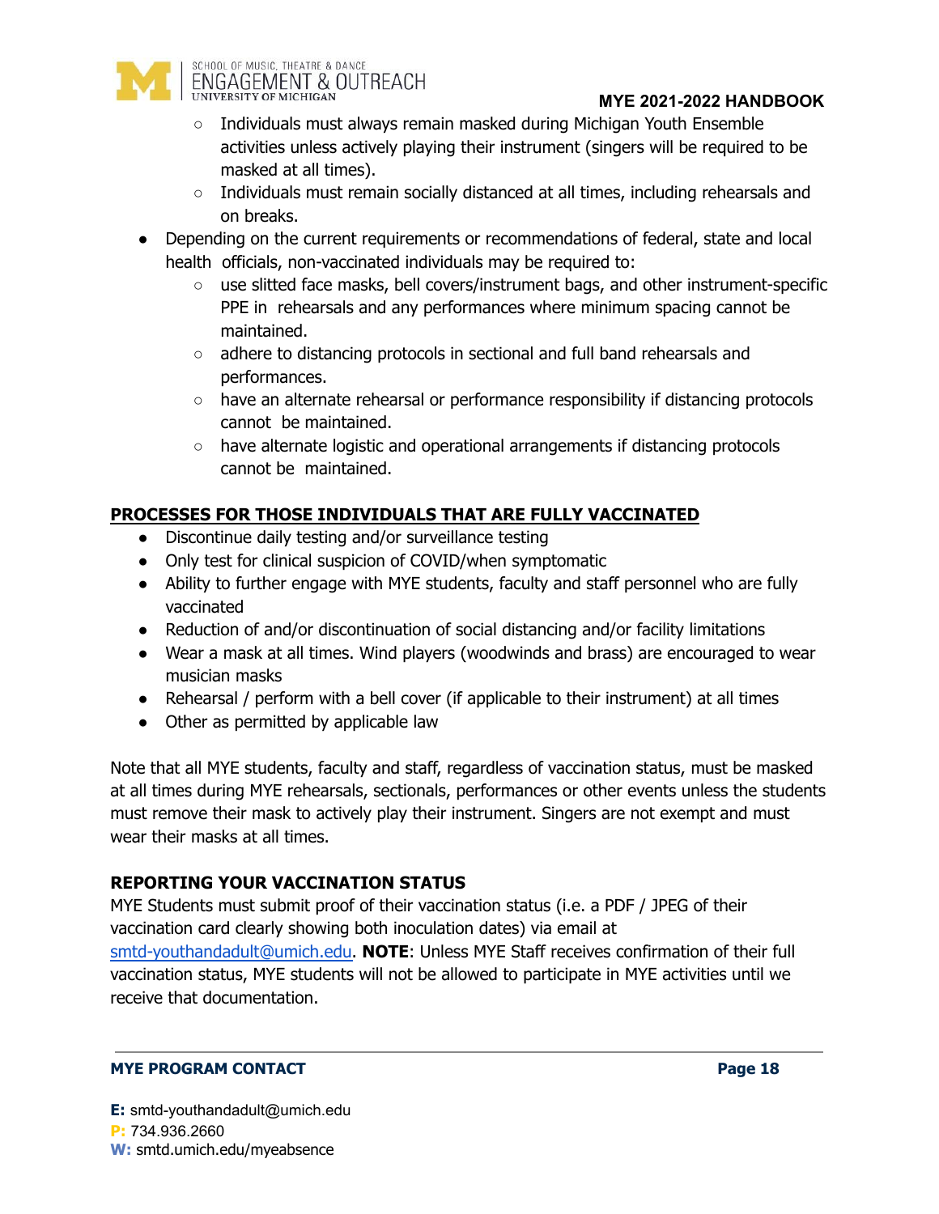- Individuals must always remain masked during Michigan Youth Ensemble activities unless actively playing their instrument (singers will be required to be masked at all times).
  - Individuals must remain socially distanced at all times, including rehearsals and on breaks.
- Depending on the current requirements or recommendations of federal, state and local health officials, non-vaccinated individuals may be required to:
  - use slitted face masks, bell covers/instrument bags, and other instrument-specific PPE in rehearsals and any performances where minimum spacing cannot be maintained.
  - adhere to distancing protocols in sectional and full band rehearsals and performances.
  - have an alternate rehearsal or performance responsibility if distancing protocols cannot be maintained.
  - have alternate logistic and operational arrangements if distancing protocols cannot be maintained.

**PROCESSES FOR THOSE INDIVIDUALS THAT ARE FULLY VACCINATED**

- Discontinue daily testing and/or surveillance testing
- Only test for clinical suspicion of COVID/when symptomatic
- Ability to further engage with MYE students, faculty and staff personnel who are fully vaccinated
- Reduction of and/or discontinuation of social distancing and/or facility limitations
- Wear a mask at all times. Wind players (woodwinds and brass) are encouraged to wear musician masks
- Rehearsal / perform with a bell cover (if applicable to their instrument) at all times
- Other as permitted by applicable law

Note that all MYE students, faculty and staff, regardless of vaccination status, must be masked at all times during MYE rehearsals, sectionals, performances or other events unless the students must remove their mask to actively play their instrument. Singers are not exempt and must wear their masks at all times.

**REPORTING YOUR VACCINATION STATUS**

MYE Students must submit proof of their vaccination status (i.e. a PDF / JPEG of their vaccination card clearly showing both inoculation dates) via email at smtd-youthandadult@umich.edu. **NOTE**: Unless MYE Staff receives confirmation of their full vaccination status, MYE students will not be allowed to participate in MYE activities until we receive that documentation.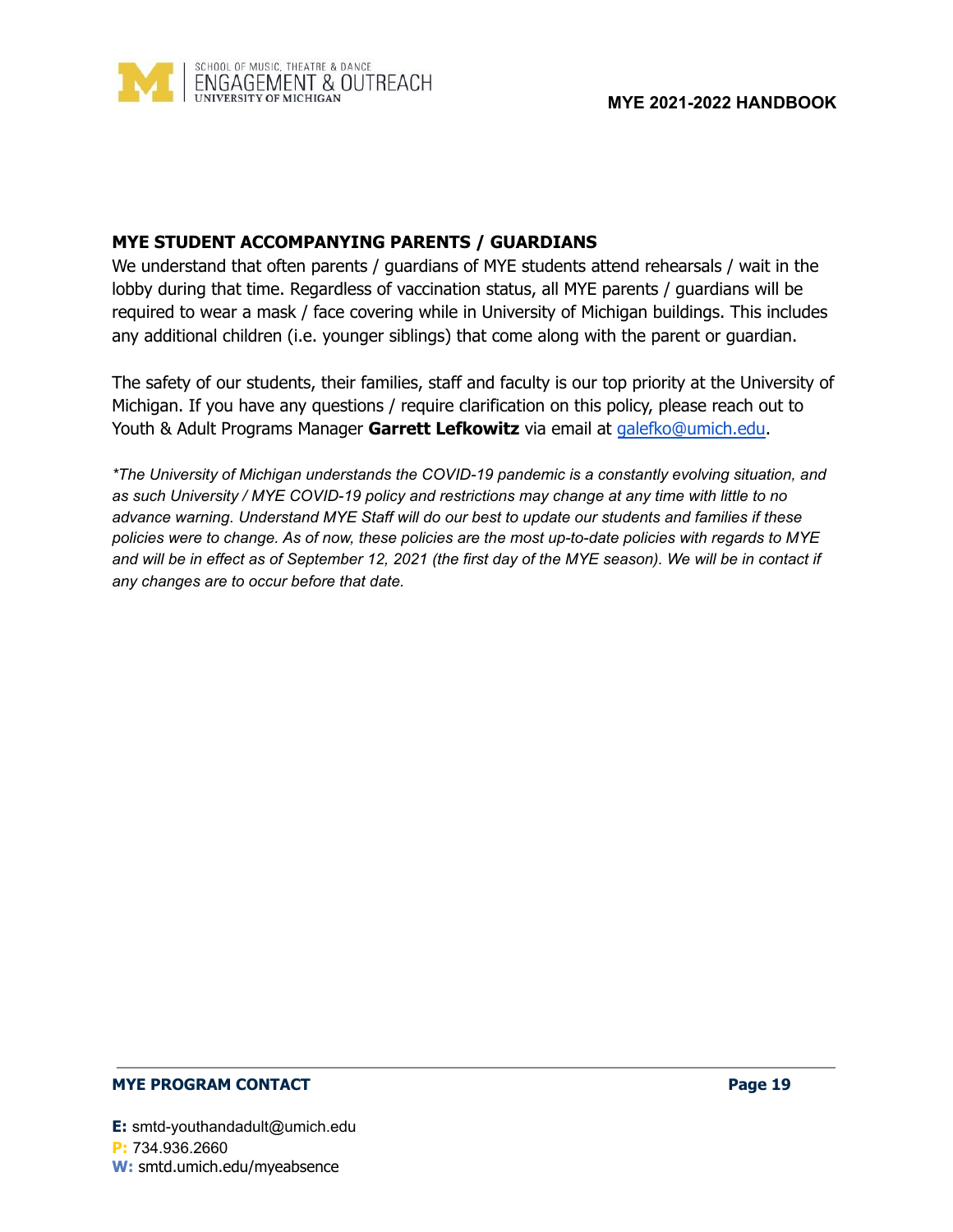## MYE STUDENT ACCOMPANYING PARENTS / GUARDIANS

We understand that often parents / guardians of MYE students attend rehearsals / wait in the lobby during that time. Regardless of vaccination status, all MYE parents / guardians will be required to wear a mask / face covering while in University of Michigan buildings. This includes any additional children (i.e. younger siblings) that come along with the parent or guardian.

The safety of our students, their families, staff and faculty is our top priority at the University of Michigan. If you have any questions / require clarification on this policy, please reach out to Youth & Adult Programs Manager **Garrett Lefkowitz** via email at galefko@umich.edu.

*\*The University of Michigan understands the COVID-19 pandemic is a constantly evolving situation, and as such University / MYE COVID-19 policy and restrictions may change at any time with little to no advance warning. Understand MYE Staff will do our best to update our students and families if these policies were to change. As of now, these policies are the most up-to-date policies with regards to MYE and will be in effect as of September 12, 2021 (the first day of the MYE season). We will be in contact if any changes are to occur before that date.*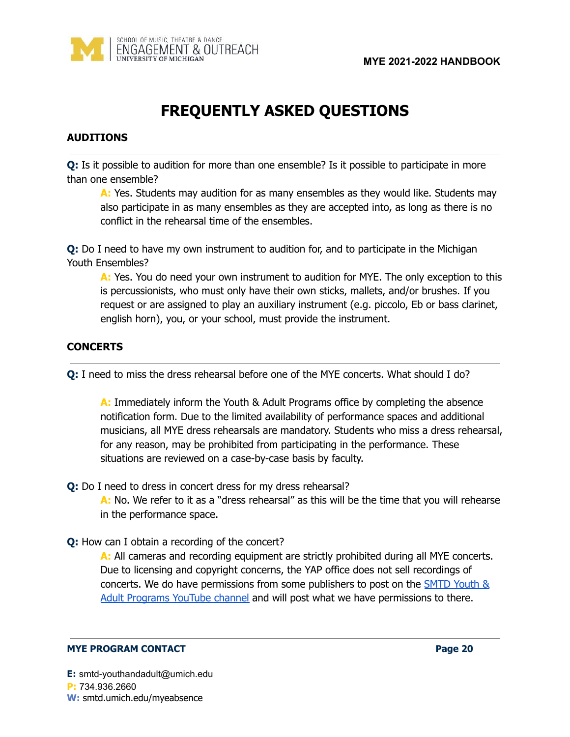# FREQUENTLY ASKED QUESTIONS

## AUDITIONS

**Q:** Is it possible to audition for more than one ensemble? Is it possible to participate in more than one ensemble?

> **A:** Yes. Students may audition for as many ensembles as they would like. Students may also participate in as many ensembles as they are accepted into, as long as there is no conflict in the rehearsal time of the ensembles.

**Q:** Do I need to have my own instrument to audition for, and to participate in the Michigan Youth Ensembles?

> **A:** Yes. You do need your own instrument to audition for MYE. The only exception to this is percussionists, who must only have their own sticks, mallets, and/or brushes. If you request or are assigned to play an auxiliary instrument (e.g. piccolo, Eb or bass clarinet, english horn), you, or your school, must provide the instrument.

## CONCERTS

**Q:** I need to miss the dress rehearsal before one of the MYE concerts. What should I do?

> **A:** Immediately inform the Youth & Adult Programs office by completing the absence notification form. Due to the limited availability of performance spaces and additional musicians, all MYE dress rehearsals are mandatory. Students who miss a dress rehearsal, for any reason, may be prohibited from participating in the performance. These situations are reviewed on a case-by-case basis by faculty.

**Q:** Do I need to dress in concert dress for my dress rehearsal?

> **A:** No. We refer to it as a "dress rehearsal" as this will be the time that you will rehearse in the performance space.

**Q:** How can I obtain a recording of the concert?

> **A:** All cameras and recording equipment are strictly prohibited during all MYE concerts. Due to licensing and copyright concerns, the YAP office does not sell recordings of concerts. We do have permissions from some publishers to post on the SMTD Youth & Adult Programs YouTube channel and will post what we have permissions to there.

**MYE PROGRAM CONTACT**

**E:** smtd-youthandadult@umich.edu
**P:** 734.936.2660
**W:** smtd.umich.edu/myeabsence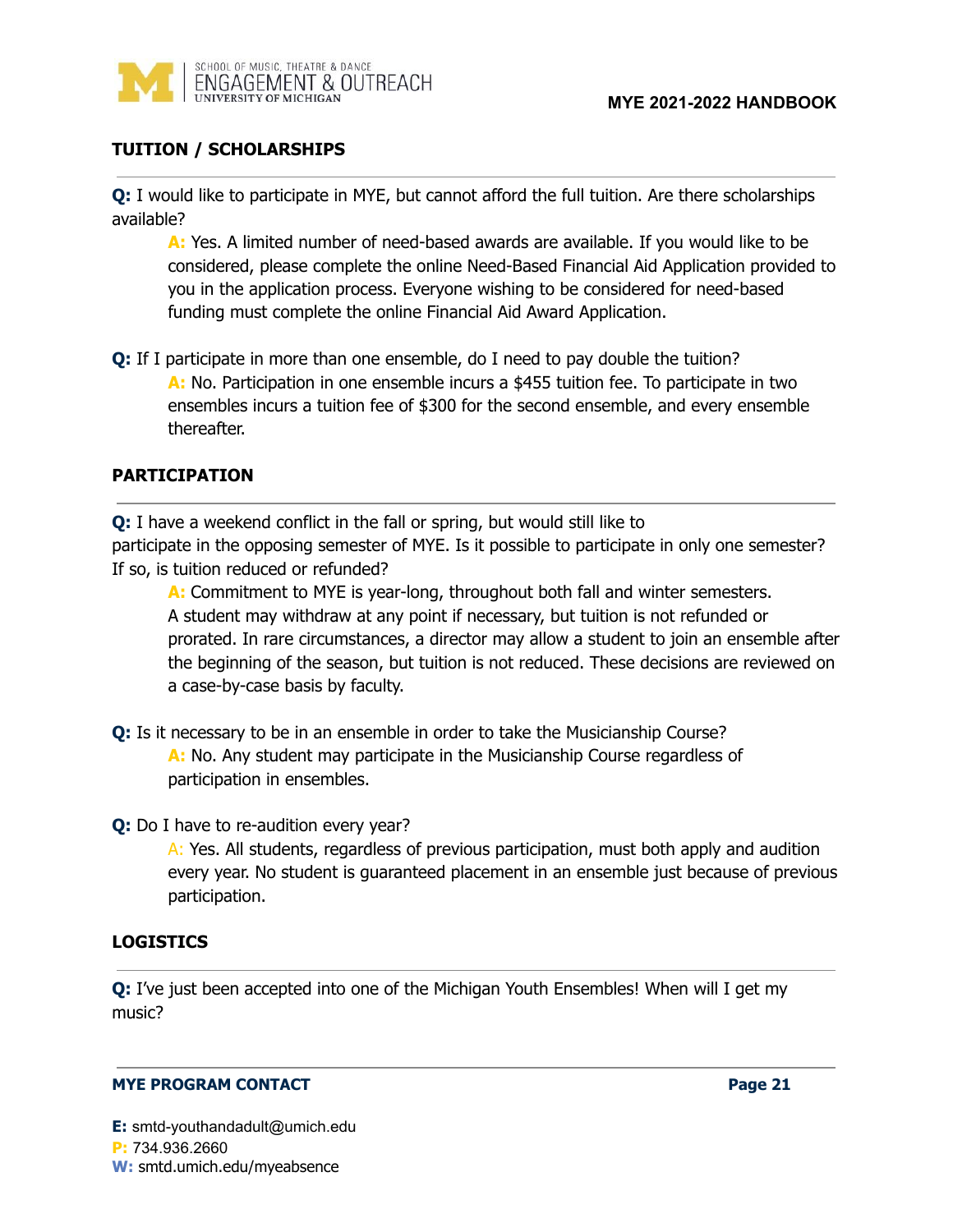## TUISTION / SCHOLARSHIPS

**Q:** I would like to participate in MYE, but cannot afford the full tuition. Are there scholarships available?

> **A:** Yes. A limited number of need-based awards are available. If you would like to be considered, please complete the online Need-Based Financial Aid Application provided to you in the application process. Everyone wishing to be considered for need-based funding must complete the online Financial Aid Award Application.

**Q:** If I participate in more than one ensemble, do I need to pay double the tuition?

> **A:** No. Participation in one ensemble incurs a $455 tuition fee. To participate in two ensembles incurs a tuition fee of $300 for the second ensemble, and every ensemble thereafter.

## PARTICIPATION

**Q:** I have a weekend conflict in the fall or spring, but would still like to participate in the opposing semester of MYE. Is it possible to participate in only one semester? If so, is tuition reduced or refunded?

> **A:** Commitment to MYE is year-long, throughout both fall and winter semesters. A student may withdraw at any point if necessary, but tuition is not refunded or prorated. In rare circumstances, a director may allow a student to join an ensemble after the beginning of the season, but tuition is not reduced. These decisions are reviewed on a case-by-case basis by faculty.

**Q:** Is it necessary to be in an ensemble in order to take the Musicianship Course?

> **A:** No. Any student may participate in the Musicianship Course regardless of participation in ensembles.

**Q:** Do I have to re-audition every year?

> A: Yes. All students, regardless of previous participation, must both apply and audition every year. No student is guaranteed placement in an ensemble just because of previous participation.

## LOGISTICS

**Q:** I've just been accepted into one of the Michigan Youth Ensembles! When will I get my music?

**MYE PROGRAM CONTACT**

**E:** smtd-youthandadult@umich.edu
**P:** 734.936.2660
**W:** smtd.umich.edu/myeabsence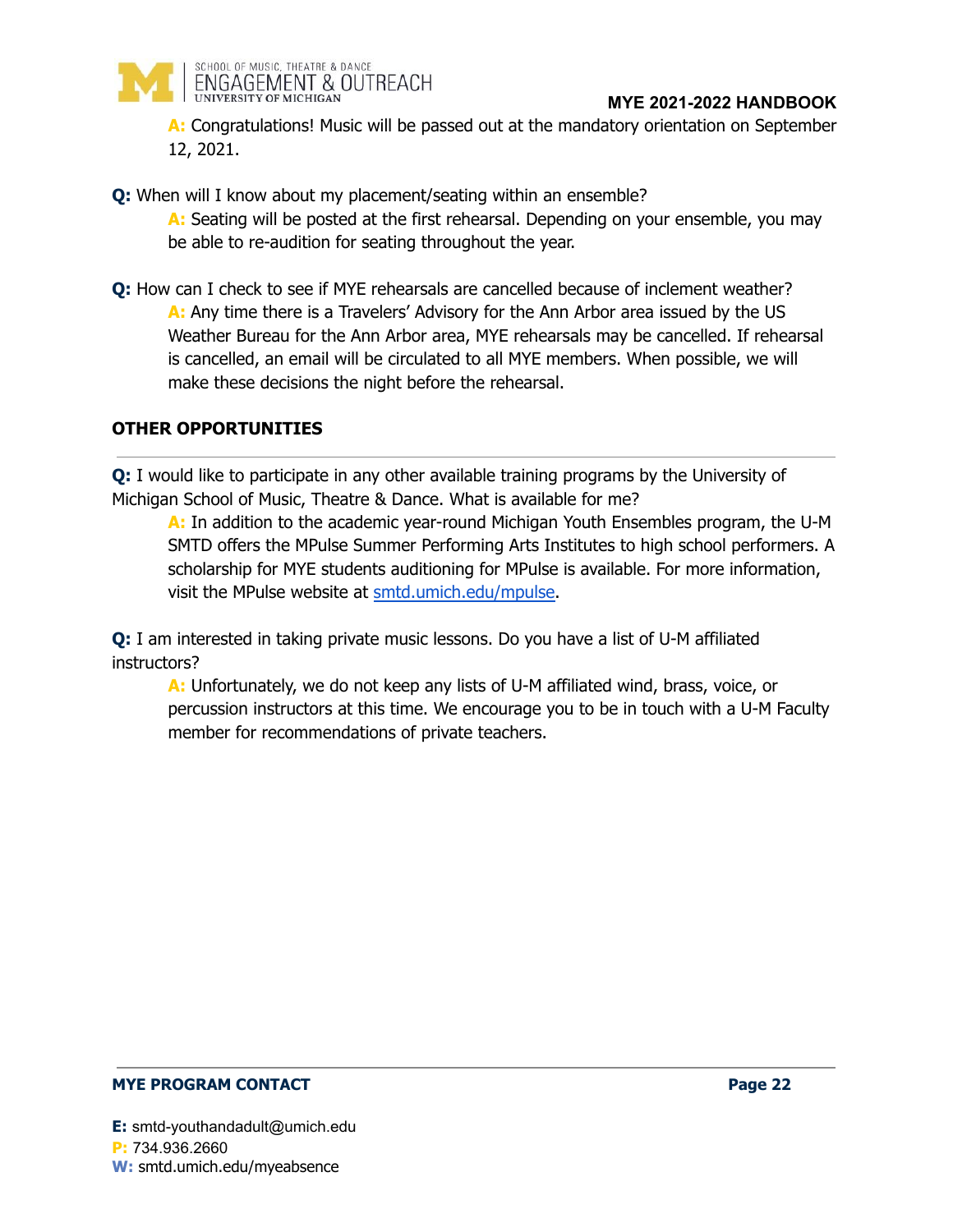**A:** Congratulations! Music will be passed out at the mandatory orientation on September 12, 2021.

**Q:** When will I know about my placement/seating within an ensemble?

**A:** Seating will be posted at the first rehearsal. Depending on your ensemble, you may be able to re-audition for seating throughout the year.

**Q:** How can I check to see if MYE rehearsals are cancelled because of inclement weather?

**A:** Any time there is a Travelers' Advisory for the Ann Arbor area issued by the US Weather Bureau for the Ann Arbor area, MYE rehearsals may be cancelled. If rehearsal is cancelled, an email will be circulated to all MYE members. When possible, we will make these decisions the night before the rehearsal.

## OTHER OPPORTUNITIES

**Q:** I would like to participate in any other available training programs by the University of Michigan School of Music, Theatre & Dance. What is available for me?

**A:** In addition to the academic year-round Michigan Youth Ensembles program, the U-M SMTD offers the MPulse Summer Performing Arts Institutes to high school performers. A scholarship for MYE students auditioning for MPulse is available. For more information, visit the MPulse website at [smtd.umich.edu/mpulse](smtd.umich.edu/mpulse).

**Q:** I am interested in taking private music lessons. Do you have a list of U-M affiliated instructors?

**A:** Unfortunately, we do not keep any lists of U-M affiliated wind, brass, voice, or percussion instructors at this time. We encourage you to be in touch with a U-M Faculty member for recommendations of private teachers.